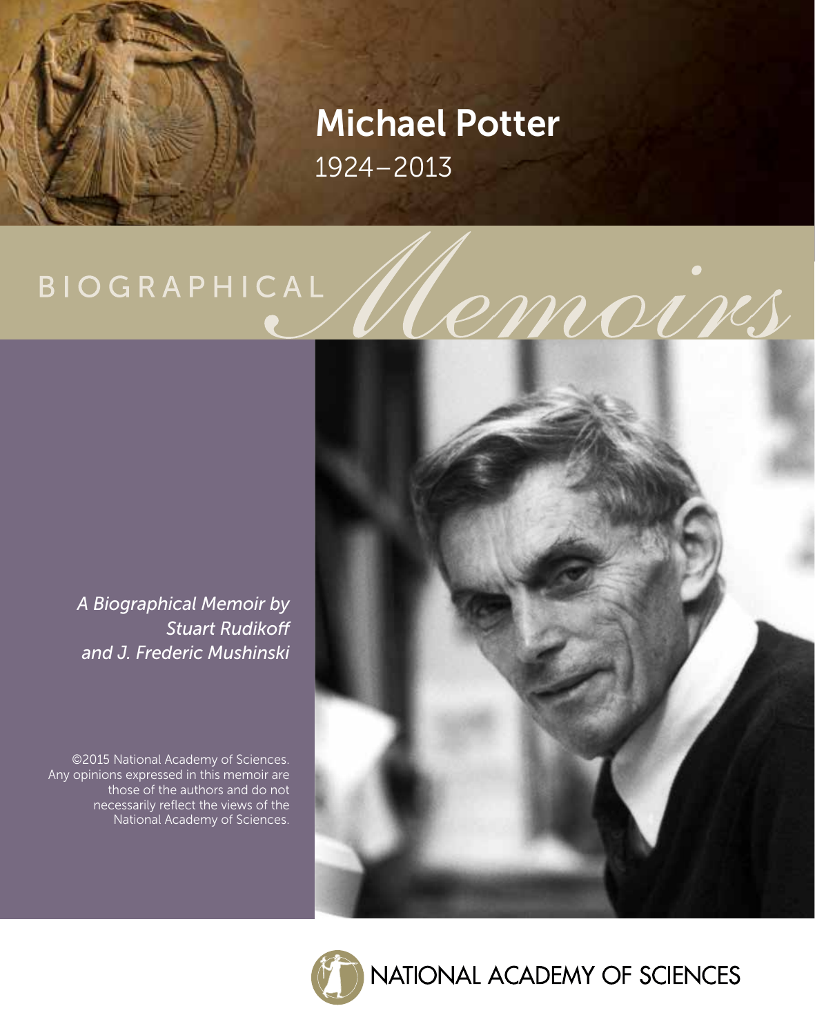# Michael Potter

1924–2013

BIOGRAPHICAL *Memoirs*

*A Biographical Memoir by Stuart Rudikoff and J. Frederic Mushinski*

©2015 National Academy of Sciences. Any opinions expressed in this memoir are those of the authors and do not necessarily reflect the views of the National Academy of Sciences.

NATIONAL ACADEMY OF SCIENCES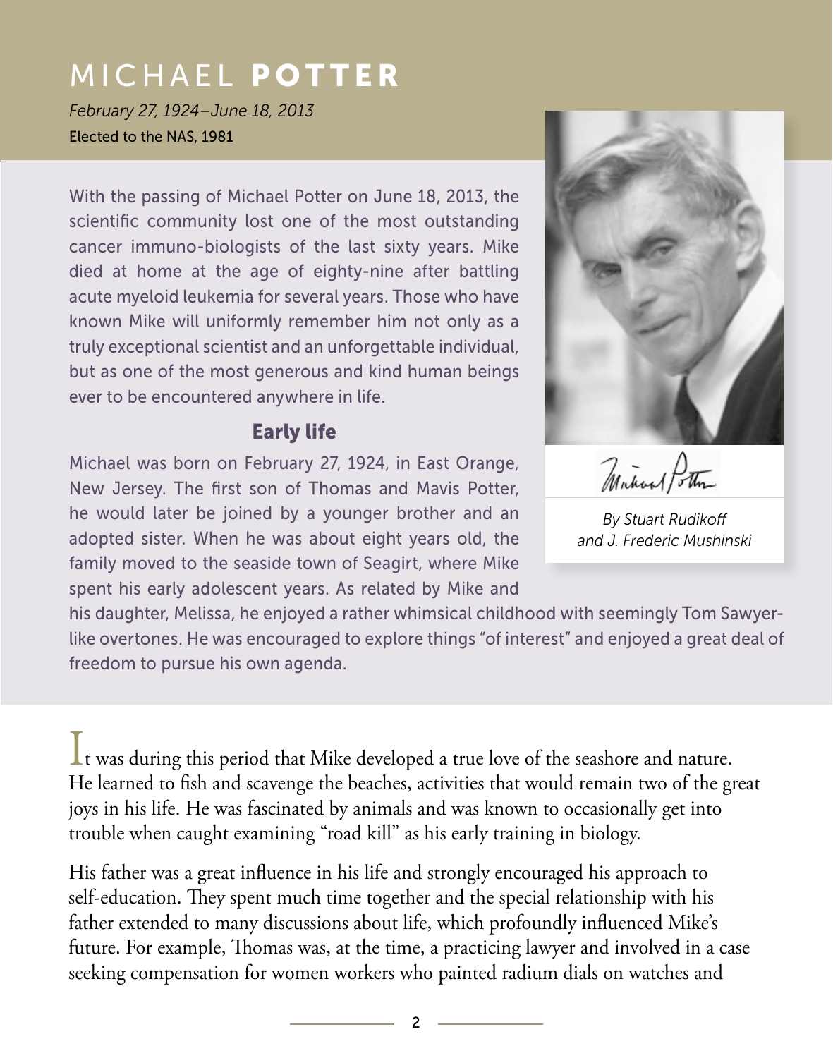# MICHAEL **POTTER**

*February 27, 1924–June 18, 2013*

Elected to the NAS, 1981

*By Stuart Rudikoff and J. Frederic Mushinski*

With the passing of Michael Potter on June 18, 2013, the scientific community lost one of the most outstanding cancer immuno-biologists of the last sixty years. Mike died at home at the age of eighty-nine after battling acute myeloid leukemia for several years. Those who have known Mike will uniformly remember him not only as a truly exceptional scientist and an unforgettable individual, but as one of the most generous and kind human beings ever to be encountered anywhere in life.

## Early life

Michael was born on February 27, 1924, in East Orange, New Jersey. The first son of Thomas and Mavis Potter, he would later be joined by a younger brother and an adopted sister. When he was about eight years old, the family moved to the seaside town of Seagirt, where Mike spent his early adolescent years. As related by Mike and his daughter, Melissa, he enjoyed a rather whimsical childhood with seemingly Tom Sawyer-like overtones. He was encouraged to explore things "of interest" and enjoyed a great deal of freedom to pursue his own agenda.

It was during this period that Mike developed a true love of the seashore and nature. He learned to fish and scavenge the beaches, activities that would remain two of the great joys in his life. He was fascinated by animals and was known to occasionally get into trouble when caught examining "road kill" as his early training in biology.

His father was a great influence in his life and strongly encouraged his approach to self-education. They spent much time together and the special relationship with his father extended to many discussions about life, which profoundly influenced Mike's future. For example, Thomas was, at the time, a practicing lawyer and involved in a case seeking compensation for women workers who painted radium dials on watches and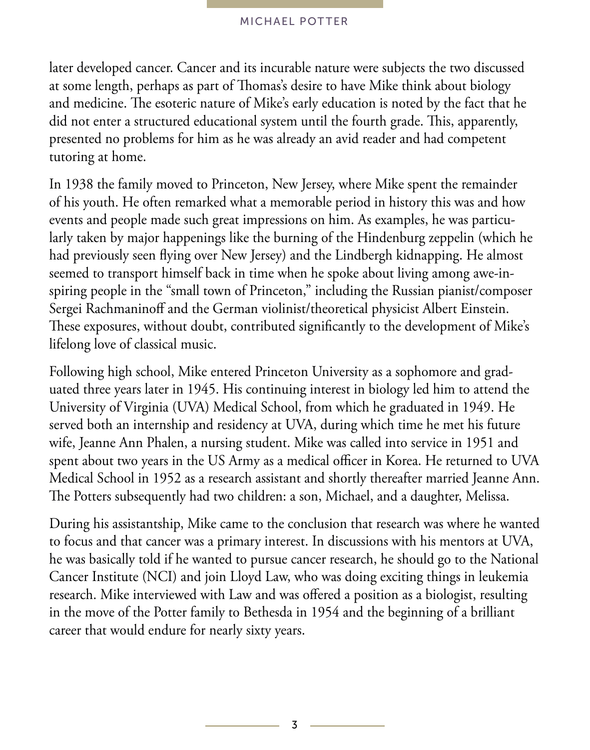later developed cancer. Cancer and its incurable nature were subjects the two discussed at some length, perhaps as part of Thomas's desire to have Mike think about biology and medicine. The esoteric nature of Mike's early education is noted by the fact that he did not enter a structured educational system until the fourth grade. This, apparently, presented no problems for him as he was already an avid reader and had competent tutoring at home.

In 1938 the family moved to Princeton, New Jersey, where Mike spent the remainder of his youth. He often remarked what a memorable period in history this was and how events and people made such great impressions on him. As examples, he was particularly taken by major happenings like the burning of the Hindenburg zeppelin (which he had previously seen flying over New Jersey) and the Lindbergh kidnapping. He almost seemed to transport himself back in time when he spoke about living among awe-inspiring people in the "small town of Princeton," including the Russian pianist/composer Sergei Rachmaninoff and the German violinist/theoretical physicist Albert Einstein. These exposures, without doubt, contributed significantly to the development of Mike's lifelong love of classical music.

Following high school, Mike entered Princeton University as a sophomore and graduated three years later in 1945. His continuing interest in biology led him to attend the University of Virginia (UVA) Medical School, from which he graduated in 1949. He served both an internship and residency at UVA, during which time he met his future wife, Jeanne Ann Phalen, a nursing student. Mike was called into service in 1951 and spent about two years in the US Army as a medical officer in Korea. He returned to UVA Medical School in 1952 as a research assistant and shortly thereafter married Jeanne Ann. The Potters subsequently had two children: a son, Michael, and a daughter, Melissa.

During his assistantship, Mike came to the conclusion that research was where he wanted to focus and that cancer was a primary interest. In discussions with his mentors at UVA, he was basically told if he wanted to pursue cancer research, he should go to the National Cancer Institute (NCI) and join Lloyd Law, who was doing exciting things in leukemia research. Mike interviewed with Law and was offered a position as a biologist, resulting in the move of the Potter family to Bethesda in 1954 and the beginning of a brilliant career that would endure for nearly sixty years.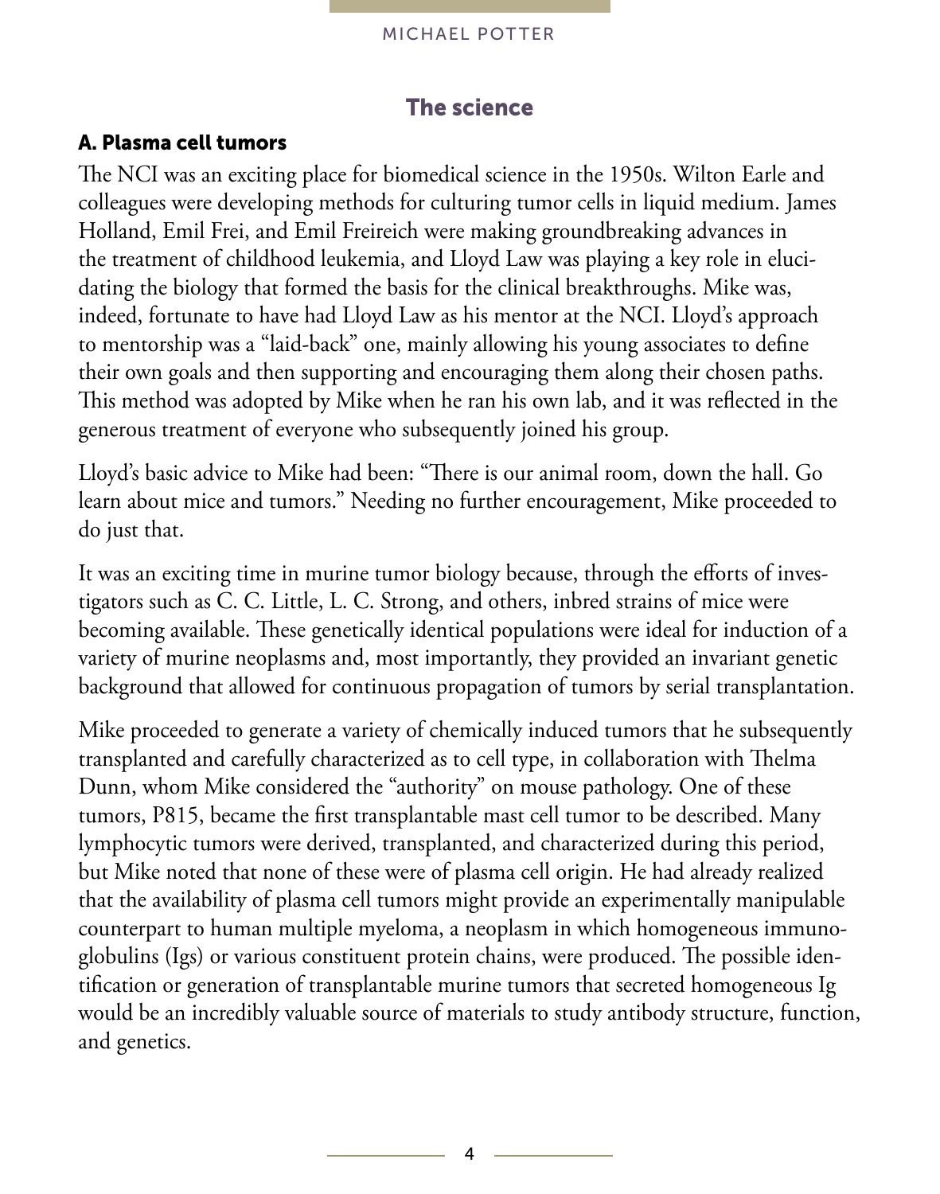## The science

### A. Plasma cell tumors

The NCI was an exciting place for biomedical science in the 1950s. Wilton Earle and colleagues were developing methods for culturing tumor cells in liquid medium. James Holland, Emil Frei, and Emil Freireich were making groundbreaking advances in the treatment of childhood leukemia, and Lloyd Law was playing a key role in elucidating the biology that formed the basis for the clinical breakthroughs. Mike was, indeed, fortunate to have had Lloyd Law as his mentor at the NCI. Lloyd's approach to mentorship was a "laid-back" one, mainly allowing his young associates to define their own goals and then supporting and encouraging them along their chosen paths. This method was adopted by Mike when he ran his own lab, and it was reflected in the generous treatment of everyone who subsequently joined his group.

Lloyd's basic advice to Mike had been: "There is our animal room, down the hall. Go learn about mice and tumors." Needing no further encouragement, Mike proceeded to do just that.

It was an exciting time in murine tumor biology because, through the efforts of investigators such as C. C. Little, L. C. Strong, and others, inbred strains of mice were becoming available. These genetically identical populations were ideal for induction of a variety of murine neoplasms and, most importantly, they provided an invariant genetic background that allowed for continuous propagation of tumors by serial transplantation.

Mike proceeded to generate a variety of chemically induced tumors that he subsequently transplanted and carefully characterized as to cell type, in collaboration with Thelma Dunn, whom Mike considered the "authority" on mouse pathology. One of these tumors, P815, became the first transplantable mast cell tumor to be described. Many lymphocytic tumors were derived, transplanted, and characterized during this period, but Mike noted that none of these were of plasma cell origin. He had already realized that the availability of plasma cell tumors might provide an experimentally manipulable counterpart to human multiple myeloma, a neoplasm in which homogeneous immunoglobulins (Igs) or various constituent protein chains, were produced. The possible identification or generation of transplantable murine tumors that secreted homogeneous Ig would be an incredibly valuable source of materials to study antibody structure, function, and genetics.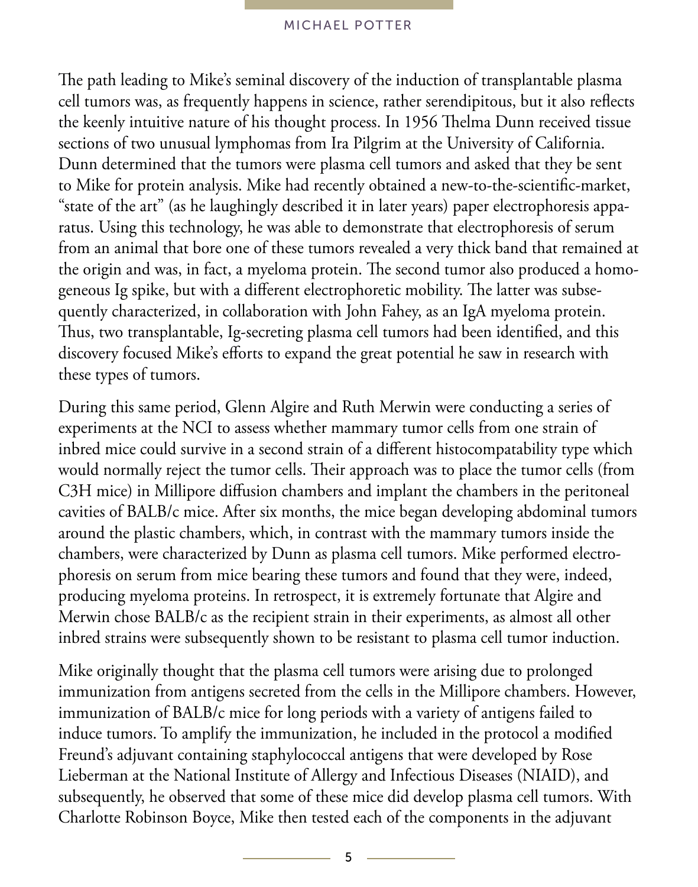The path leading to Mike's seminal discovery of the induction of transplantable plasma cell tumors was, as frequently happens in science, rather serendipitous, but it also reflects the keenly intuitive nature of his thought process. In 1956 Thelma Dunn received tissue sections of two unusual lymphomas from Ira Pilgrim at the University of California. Dunn determined that the tumors were plasma cell tumors and asked that they be sent to Mike for protein analysis. Mike had recently obtained a new-to-the-scientific-market, "state of the art" (as he laughingly described it in later years) paper electrophoresis apparatus. Using this technology, he was able to demonstrate that electrophoresis of serum from an animal that bore one of these tumors revealed a very thick band that remained at the origin and was, in fact, a myeloma protein. The second tumor also produced a homogeneous Ig spike, but with a different electrophoretic mobility. The latter was subsequently characterized, in collaboration with John Fahey, as an IgA myeloma protein. Thus, two transplantable, Ig-secreting plasma cell tumors had been identified, and this discovery focused Mike's efforts to expand the great potential he saw in research with these types of tumors.

During this same period, Glenn Algire and Ruth Merwin were conducting a series of experiments at the NCI to assess whether mammary tumor cells from one strain of inbred mice could survive in a second strain of a different histocompatability type which would normally reject the tumor cells. Their approach was to place the tumor cells (from C3H mice) in Millipore diffusion chambers and implant the chambers in the peritoneal cavities of BALB/c mice. After six months, the mice began developing abdominal tumors around the plastic chambers, which, in contrast with the mammary tumors inside the chambers, were characterized by Dunn as plasma cell tumors. Mike performed electrophoresis on serum from mice bearing these tumors and found that they were, indeed, producing myeloma proteins. In retrospect, it is extremely fortunate that Algire and Merwin chose BALB/c as the recipient strain in their experiments, as almost all other inbred strains were subsequently shown to be resistant to plasma cell tumor induction.

Mike originally thought that the plasma cell tumors were arising due to prolonged immunization from antigens secreted from the cells in the Millipore chambers. However, immunization of BALB/c mice for long periods with a variety of antigens failed to induce tumors. To amplify the immunization, he included in the protocol a modified Freund's adjuvant containing staphylococcal antigens that were developed by Rose Lieberman at the National Institute of Allergy and Infectious Diseases (NIAID), and subsequently, he observed that some of these mice did develop plasma cell tumors. With Charlotte Robinson Boyce, Mike then tested each of the components in the adjuvant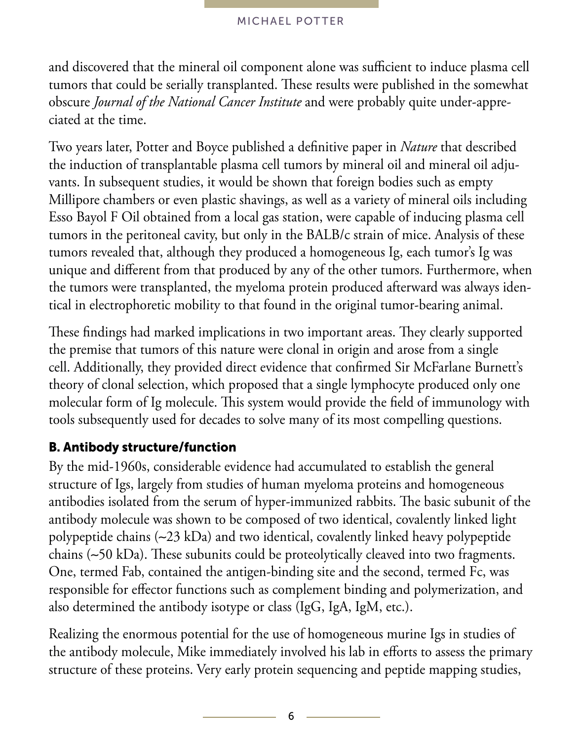and discovered that the mineral oil component alone was sufficient to induce plasma cell tumors that could be serially transplanted. These results were published in the somewhat obscure *Journal of the National Cancer Institute* and were probably quite under-appreciated at the time.

Two years later, Potter and Boyce published a definitive paper in *Nature* that described the induction of transplantable plasma cell tumors by mineral oil and mineral oil adjuvants. In subsequent studies, it would be shown that foreign bodies such as empty Millipore chambers or even plastic shavings, as well as a variety of mineral oils including Esso Bayol F Oil obtained from a local gas station, were capable of inducing plasma cell tumors in the peritoneal cavity, but only in the BALB/c strain of mice. Analysis of these tumors revealed that, although they produced a homogeneous Ig, each tumor's Ig was unique and different from that produced by any of the other tumors. Furthermore, when the tumors were transplanted, the myeloma protein produced afterward was always identical in electrophoretic mobility to that found in the original tumor-bearing animal.

These findings had marked implications in two important areas. They clearly supported the premise that tumors of this nature were clonal in origin and arose from a single cell. Additionally, they provided direct evidence that confirmed Sir McFarlane Burnett's theory of clonal selection, which proposed that a single lymphocyte produced only one molecular form of Ig molecule. This system would provide the field of immunology with tools subsequently used for decades to solve many of its most compelling questions.

### B. Antibody structure/function

By the mid-1960s, considerable evidence had accumulated to establish the general structure of Igs, largely from studies of human myeloma proteins and homogeneous antibodies isolated from the serum of hyper-immunized rabbits. The basic subunit of the antibody molecule was shown to be composed of two identical, covalently linked light polypeptide chains (~23 kDa) and two identical, covalently linked heavy polypeptide chains (~50 kDa). These subunits could be proteolytically cleaved into two fragments. One, termed Fab, contained the antigen-binding site and the second, termed Fc, was responsible for effector functions such as complement binding and polymerization, and also determined the antibody isotype or class (IgG, IgA, IgM, etc.).

Realizing the enormous potential for the use of homogeneous murine Igs in studies of the antibody molecule, Mike immediately involved his lab in efforts to assess the primary structure of these proteins. Very early protein sequencing and peptide mapping studies,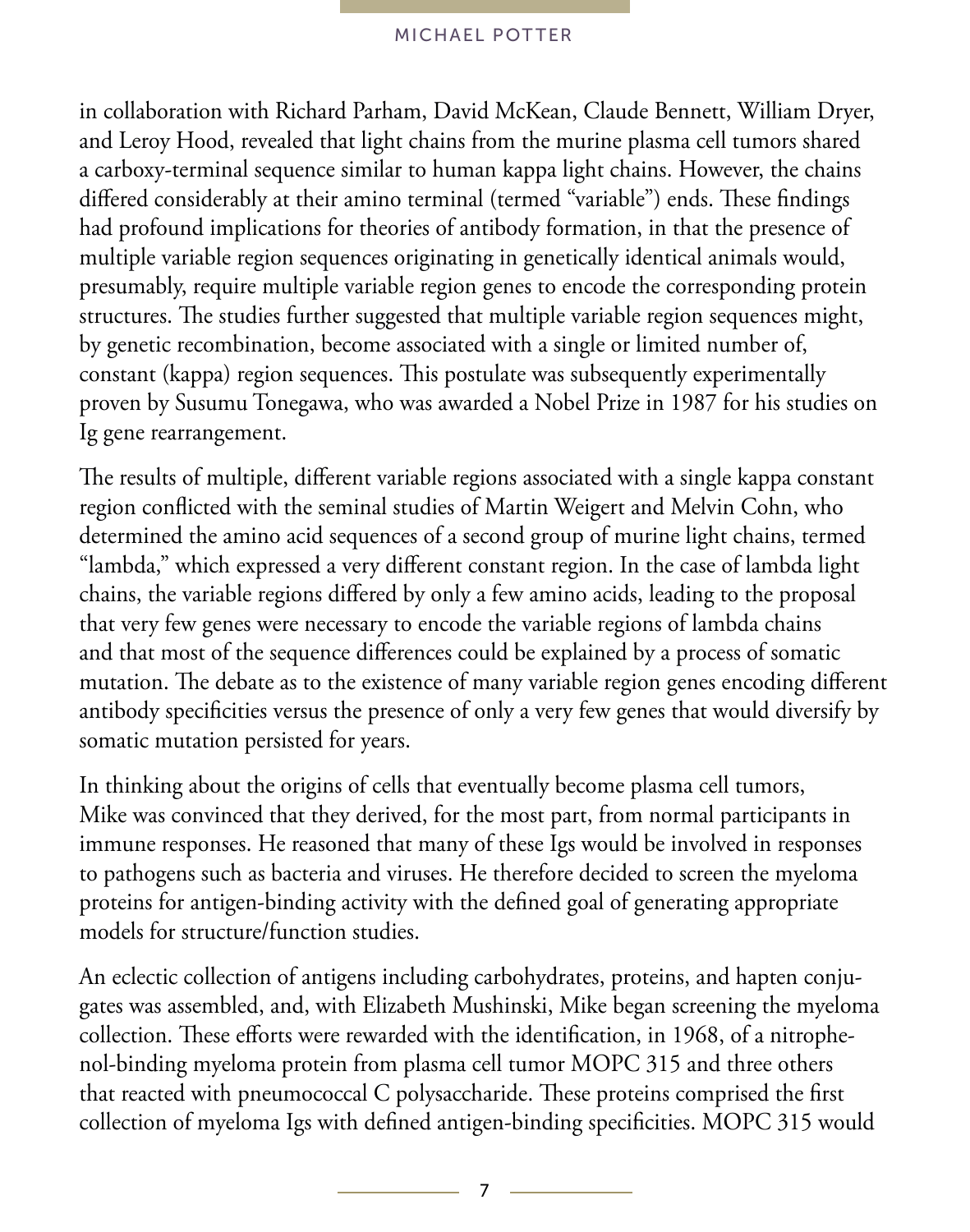in collaboration with Richard Parham, David McKean, Claude Bennett, William Dryer, and Leroy Hood, revealed that light chains from the murine plasma cell tumors shared a carboxy-terminal sequence similar to human kappa light chains. However, the chains differed considerably at their amino terminal (termed "variable") ends. These findings had profound implications for theories of antibody formation, in that the presence of multiple variable region sequences originating in genetically identical animals would, presumably, require multiple variable region genes to encode the corresponding protein structures. The studies further suggested that multiple variable region sequences might, by genetic recombination, become associated with a single or limited number of, constant (kappa) region sequences. This postulate was subsequently experimentally proven by Susumu Tonegawa, who was awarded a Nobel Prize in 1987 for his studies on Ig gene rearrangement.

The results of multiple, different variable regions associated with a single kappa constant region conflicted with the seminal studies of Martin Weigert and Melvin Cohn, who determined the amino acid sequences of a second group of murine light chains, termed "lambda," which expressed a very different constant region. In the case of lambda light chains, the variable regions differed by only a few amino acids, leading to the proposal that very few genes were necessary to encode the variable regions of lambda chains and that most of the sequence differences could be explained by a process of somatic mutation. The debate as to the existence of many variable region genes encoding different antibody specificities versus the presence of only a very few genes that would diversify by somatic mutation persisted for years.

In thinking about the origins of cells that eventually become plasma cell tumors, Mike was convinced that they derived, for the most part, from normal participants in immune responses. He reasoned that many of these Igs would be involved in responses to pathogens such as bacteria and viruses. He therefore decided to screen the myeloma proteins for antigen-binding activity with the defined goal of generating appropriate models for structure/function studies.

An eclectic collection of antigens including carbohydrates, proteins, and hapten conjugates was assembled, and, with Elizabeth Mushinski, Mike began screening the myeloma collection. These efforts were rewarded with the identification, in 1968, of a nitrophenol-binding myeloma protein from plasma cell tumor MOPC 315 and three others that reacted with pneumococcal C polysaccharide. These proteins comprised the first collection of myeloma Igs with defined antigen-binding specificities. MOPC 315 would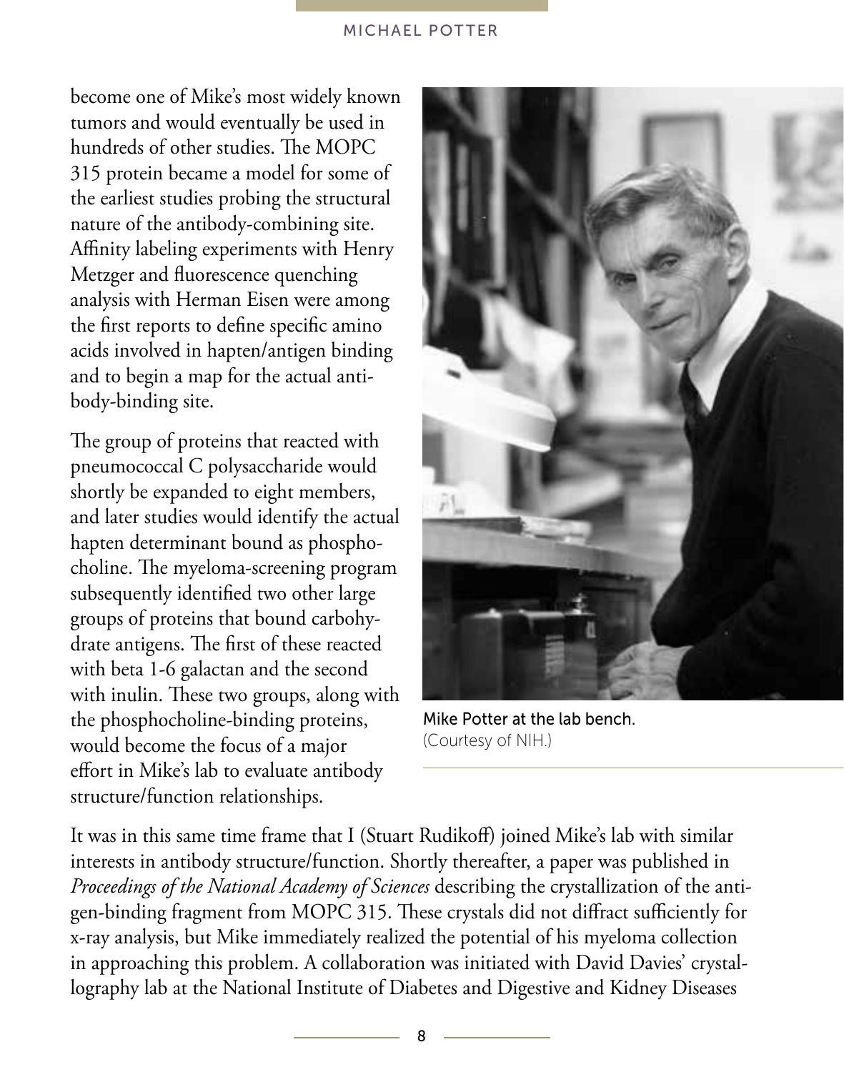become one of Mike's most widely known tumors and would eventually be used in hundreds of other studies. The MOPC 315 protein became a model for some of the earliest studies probing the structural nature of the antibody-combining site. Affinity labeling experiments with Henry Metzger and fluorescence quenching analysis with Herman Eisen were among the first reports to define specific amino acids involved in hapten/antigen binding and to begin a map for the actual antibody-binding site.

The group of proteins that reacted with pneumococcal C polysaccharide would shortly be expanded to eight members, and later studies would identify the actual hapten determinant bound as phosphocholine. The myeloma-screening program subsequently identified two other large groups of proteins that bound carbohydrate antigens. The first of these reacted with beta 1-6 galactan and the second with inulin. These two groups, along with the phosphocholine-binding proteins, would become the focus of a major effort in Mike's lab to evaluate antibody structure/function relationships.

Mike Potter at the lab bench.
(Courtesy of NIH.)

It was in this same time frame that I (Stuart Rudikoff) joined Mike's lab with similar interests in antibody structure/function. Shortly thereafter, a paper was published in *Proceedings of the National Academy of Sciences* describing the crystallization of the antigen-binding fragment from MOPC 315. These crystals did not diffract sufficiently for x-ray analysis, but Mike immediately realized the potential of his myeloma collection in approaching this problem. A collaboration was initiated with David Davies' crystallography lab at the National Institute of Diabetes and Digestive and Kidney Diseases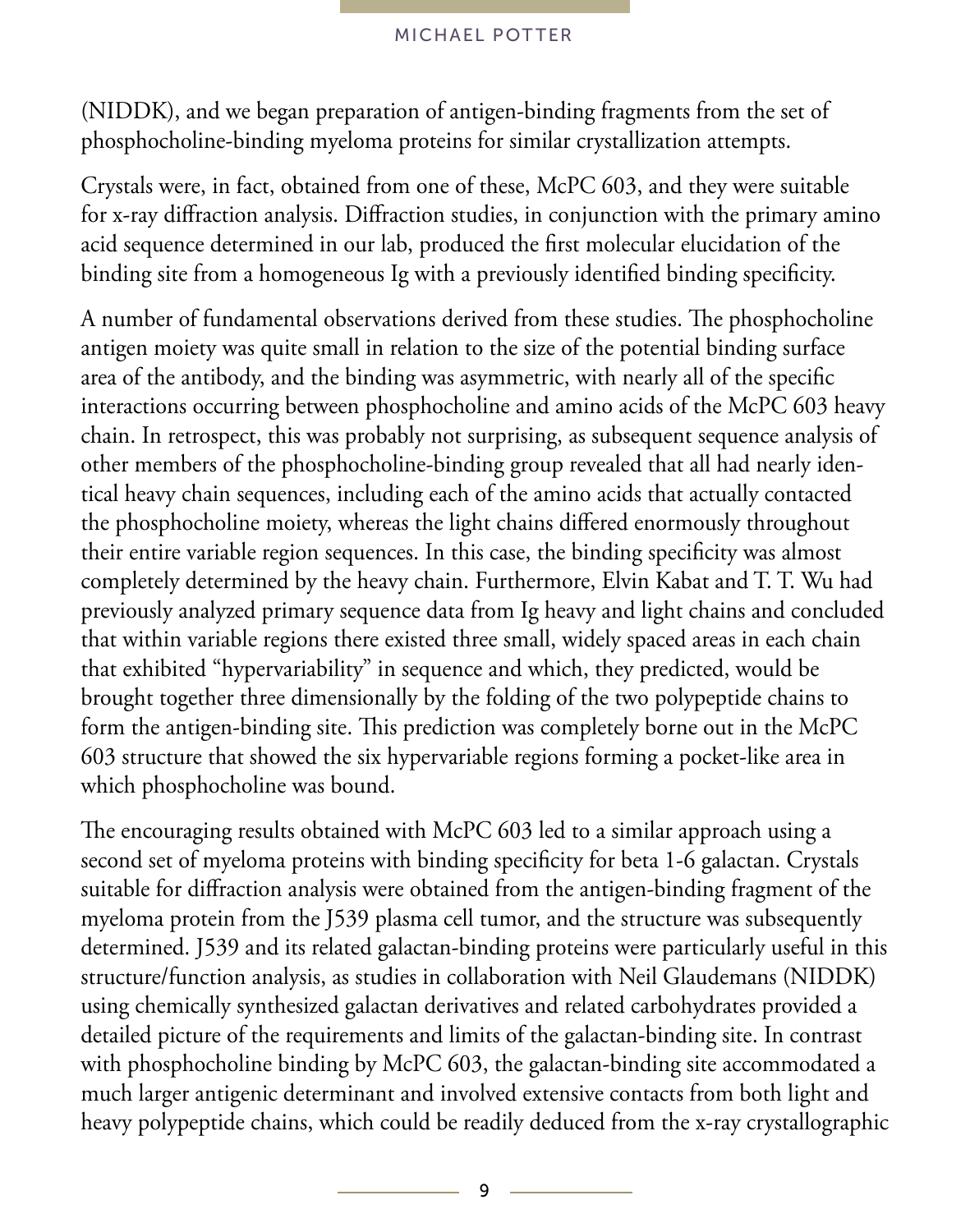(NIDDK), and we began preparation of antigen-binding fragments from the set of phosphocholine-binding myeloma proteins for similar crystallization attempts.

Crystals were, in fact, obtained from one of these, McPC 603, and they were suitable for x-ray diffraction analysis. Diffraction studies, in conjunction with the primary amino acid sequence determined in our lab, produced the first molecular elucidation of the binding site from a homogeneous Ig with a previously identified binding specificity.

A number of fundamental observations derived from these studies. The phosphocholine antigen moiety was quite small in relation to the size of the potential binding surface area of the antibody, and the binding was asymmetric, with nearly all of the specific interactions occurring between phosphocholine and amino acids of the McPC 603 heavy chain. In retrospect, this was probably not surprising, as subsequent sequence analysis of other members of the phosphocholine-binding group revealed that all had nearly identical heavy chain sequences, including each of the amino acids that actually contacted the phosphocholine moiety, whereas the light chains differed enormously throughout their entire variable region sequences. In this case, the binding specificity was almost completely determined by the heavy chain. Furthermore, Elvin Kabat and T. T. Wu had previously analyzed primary sequence data from Ig heavy and light chains and concluded that within variable regions there existed three small, widely spaced areas in each chain that exhibited "hypervariability" in sequence and which, they predicted, would be brought together three dimensionally by the folding of the two polypeptide chains to form the antigen-binding site. This prediction was completely borne out in the McPC 603 structure that showed the six hypervariable regions forming a pocket-like area in which phosphocholine was bound.

The encouraging results obtained with McPC 603 led to a similar approach using a second set of myeloma proteins with binding specificity for beta 1-6 galactan. Crystals suitable for diffraction analysis were obtained from the antigen-binding fragment of the myeloma protein from the J539 plasma cell tumor, and the structure was subsequently determined. J539 and its related galactan-binding proteins were particularly useful in this structure/function analysis, as studies in collaboration with Neil Glaudemans (NIDDK) using chemically synthesized galactan derivatives and related carbohydrates provided a detailed picture of the requirements and limits of the galactan-binding site. In contrast with phosphocholine binding by McPC 603, the galactan-binding site accommodated a much larger antigenic determinant and involved extensive contacts from both light and heavy polypeptide chains, which could be readily deduced from the x-ray crystallographic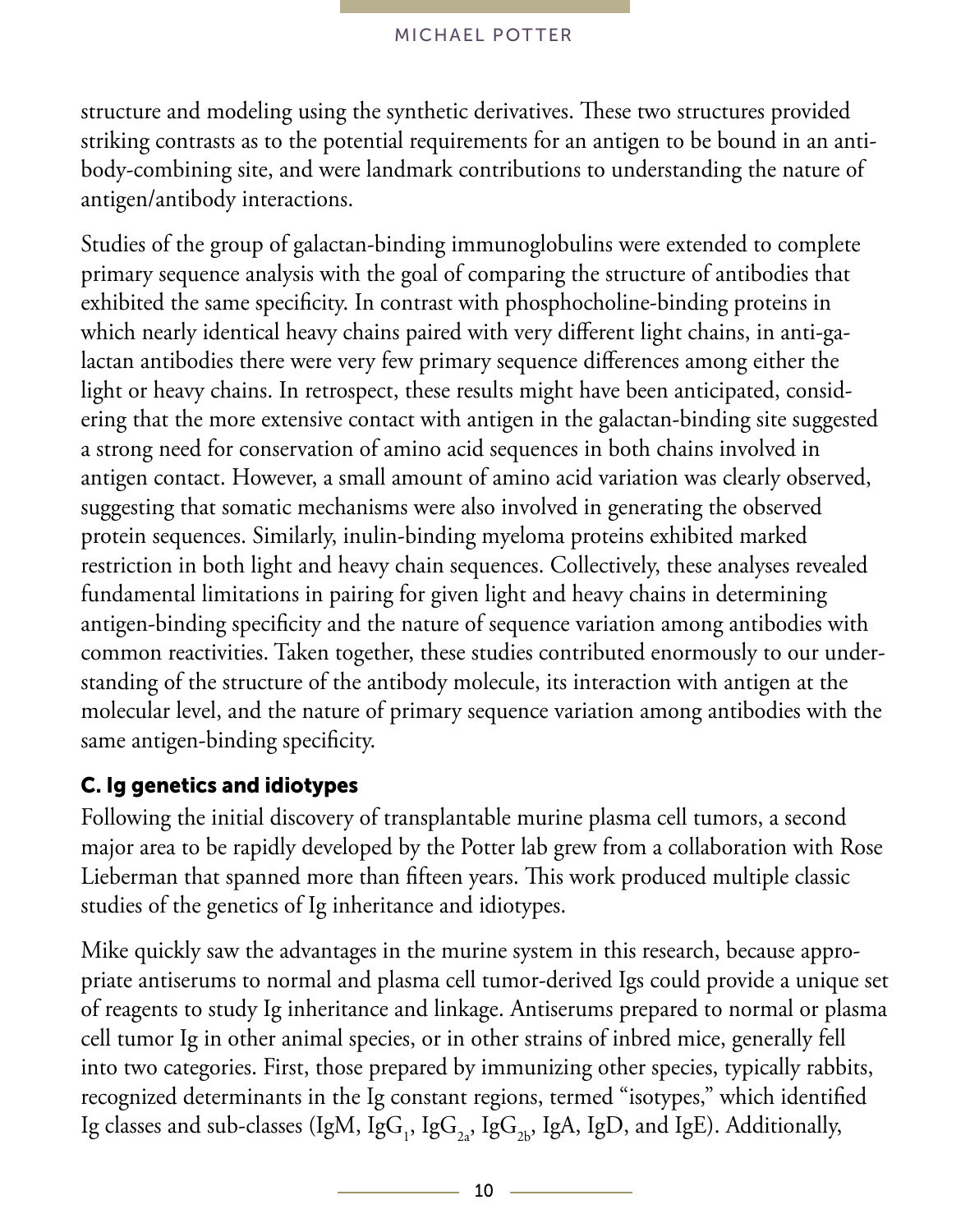structure and modeling using the synthetic derivatives. These two structures provided striking contrasts as to the potential requirements for an antigen to be bound in an antibody-combining site, and were landmark contributions to understanding the nature of antigen/antibody interactions.

Studies of the group of galactan-binding immunoglobulins were extended to complete primary sequence analysis with the goal of comparing the structure of antibodies that exhibited the same specificity. In contrast with phosphocholine-binding proteins in which nearly identical heavy chains paired with very different light chains, in anti-galactan antibodies there were very few primary sequence differences among either the light or heavy chains. In retrospect, these results might have been anticipated, considering that the more extensive contact with antigen in the galactan-binding site suggested a strong need for conservation of amino acid sequences in both chains involved in antigen contact. However, a small amount of amino acid variation was clearly observed, suggesting that somatic mechanisms were also involved in generating the observed protein sequences. Similarly, inulin-binding myeloma proteins exhibited marked restriction in both light and heavy chain sequences. Collectively, these analyses revealed fundamental limitations in pairing for given light and heavy chains in determining antigen-binding specificity and the nature of sequence variation among antibodies with common reactivities. Taken together, these studies contributed enormously to our understanding of the structure of the antibody molecule, its interaction with antigen at the molecular level, and the nature of primary sequence variation among antibodies with the same antigen-binding specificity.

### C. Ig genetics and idiotypes

Following the initial discovery of transplantable murine plasma cell tumors, a second major area to be rapidly developed by the Potter lab grew from a collaboration with Rose Lieberman that spanned more than fifteen years. This work produced multiple classic studies of the genetics of Ig inheritance and idiotypes.

Mike quickly saw the advantages in the murine system in this research, because appropriate antiserums to normal and plasma cell tumor-derived Igs could provide a unique set of reagents to study Ig inheritance and linkage. Antiserums prepared to normal or plasma cell tumor Ig in other animal species, or in other strains of inbred mice, generally fell into two categories. First, those prepared by immunizing other species, typically rabbits, recognized determinants in the Ig constant regions, termed "isotypes," which identified Ig classes and sub-classes (IgM, $IgG_1$, $IgG_{2a}$, $IgG_{2b}$, IgA, IgD, and IgE). Additionally,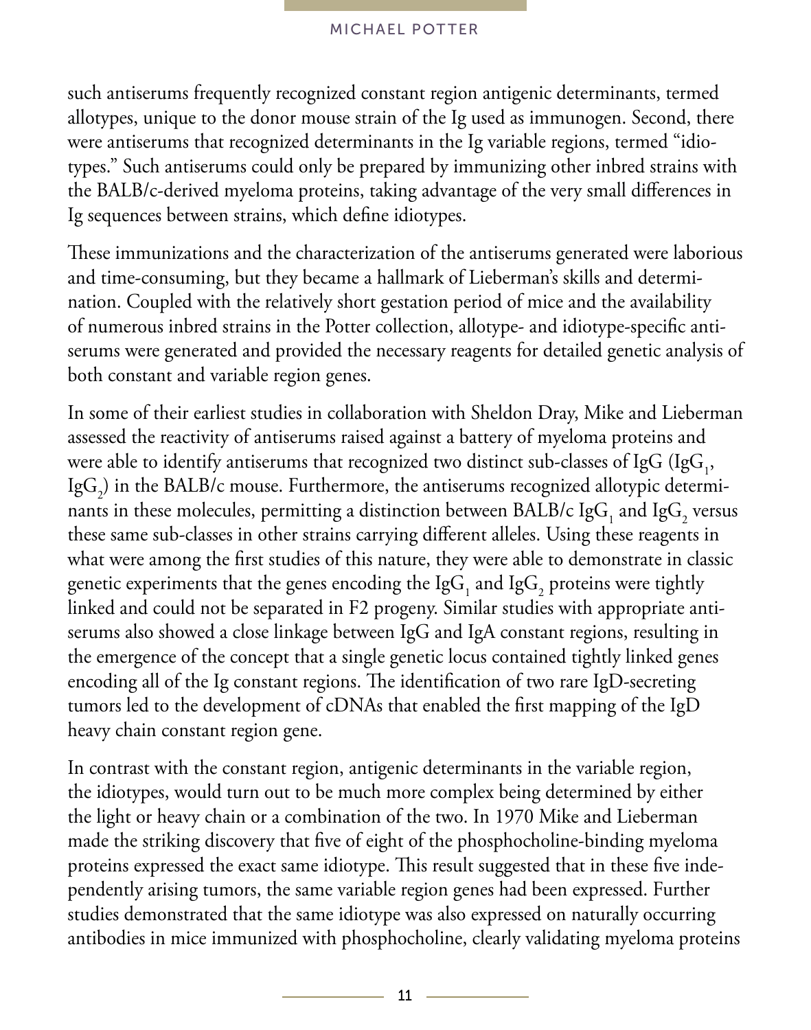such antiserums frequently recognized constant region antigenic determinants, termed allotypes, unique to the donor mouse strain of the Ig used as immunogen. Second, there were antiserums that recognized determinants in the Ig variable regions, termed "idiotypes." Such antiserums could only be prepared by immunizing other inbred strains with the BALB/c-derived myeloma proteins, taking advantage of the very small differences in Ig sequences between strains, which define idiotypes.

These immunizations and the characterization of the antiserums generated were laborious and time-consuming, but they became a hallmark of Lieberman's skills and determination. Coupled with the relatively short gestation period of mice and the availability of numerous inbred strains in the Potter collection, allotype- and idiotype-specific antiserums were generated and provided the necessary reagents for detailed genetic analysis of both constant and variable region genes.

In some of their earliest studies in collaboration with Sheldon Dray, Mike and Lieberman assessed the reactivity of antiserums raised against a battery of myeloma proteins and were able to identify antiserums that recognized two distinct sub-classes of IgG ($IgG_1$, $IgG_2$) in the BALB/c mouse. Furthermore, the antiserums recognized allotypic determinants in these molecules, permitting a distinction between BALB/c $IgG_1$ and $IgG_2$ versus these same sub-classes in other strains carrying different alleles. Using these reagents in what were among the first studies of this nature, they were able to demonstrate in classic genetic experiments that the genes encoding the $IgG_1$ and $IgG_2$ proteins were tightly linked and could not be separated in F2 progeny. Similar studies with appropriate antiserums also showed a close linkage between IgG and IgA constant regions, resulting in the emergence of the concept that a single genetic locus contained tightly linked genes encoding all of the Ig constant regions. The identification of two rare IgD-secreting tumors led to the development of cDNAs that enabled the first mapping of the IgD heavy chain constant region gene.

In contrast with the constant region, antigenic determinants in the variable region, the idiotypes, would turn out to be much more complex being determined by either the light or heavy chain or a combination of the two. In 1970 Mike and Lieberman made the striking discovery that five of eight of the phosphocholine-binding myeloma proteins expressed the exact same idiotype. This result suggested that in these five independently arising tumors, the same variable region genes had been expressed. Further studies demonstrated that the same idiotype was also expressed on naturally occurring antibodies in mice immunized with phosphocholine, clearly validating myeloma proteins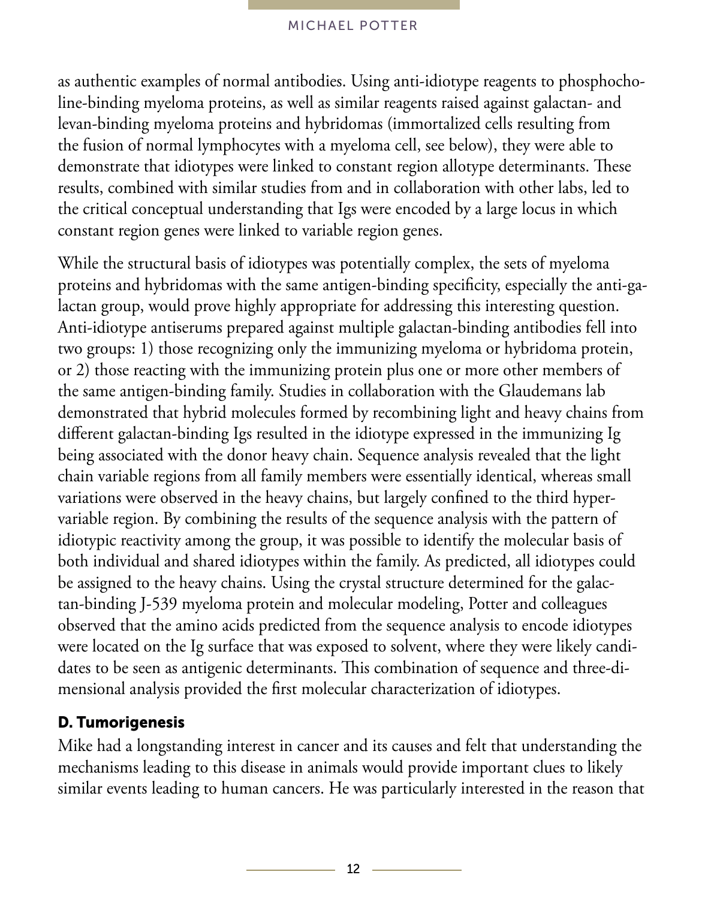as authentic examples of normal antibodies. Using anti-idiotype reagents to phosphocholine-binding myeloma proteins, as well as similar reagents raised against galactan- and levan-binding myeloma proteins and hybridomas (immortalized cells resulting from the fusion of normal lymphocytes with a myeloma cell, see below), they were able to demonstrate that idiotypes were linked to constant region allotype determinants. These results, combined with similar studies from and in collaboration with other labs, led to the critical conceptual understanding that Igs were encoded by a large locus in which constant region genes were linked to variable region genes.

While the structural basis of idiotypes was potentially complex, the sets of myeloma proteins and hybridomas with the same antigen-binding specificity, especially the anti-galactan group, would prove highly appropriate for addressing this interesting question. Anti-idiotype antiserums prepared against multiple galactan-binding antibodies fell into two groups: 1) those recognizing only the immunizing myeloma or hybridoma protein, or 2) those reacting with the immunizing protein plus one or more other members of the same antigen-binding family. Studies in collaboration with the Glaudemans lab demonstrated that hybrid molecules formed by recombining light and heavy chains from different galactan-binding Igs resulted in the idiotype expressed in the immunizing Ig being associated with the donor heavy chain. Sequence analysis revealed that the light chain variable regions from all family members were essentially identical, whereas small variations were observed in the heavy chains, but largely confined to the third hypervariable region. By combining the results of the sequence analysis with the pattern of idiotypic reactivity among the group, it was possible to identify the molecular basis of both individual and shared idiotypes within the family. As predicted, all idiotypes could be assigned to the heavy chains. Using the crystal structure determined for the galactan-binding J-539 myeloma protein and molecular modeling, Potter and colleagues observed that the amino acids predicted from the sequence analysis to encode idiotypes were located on the Ig surface that was exposed to solvent, where they were likely candidates to be seen as antigenic determinants. This combination of sequence and three-dimensional analysis provided the first molecular characterization of idiotypes.

### D. Tumorigenesis

Mike had a longstanding interest in cancer and its causes and felt that understanding the mechanisms leading to this disease in animals would provide important clues to likely similar events leading to human cancers. He was particularly interested in the reason that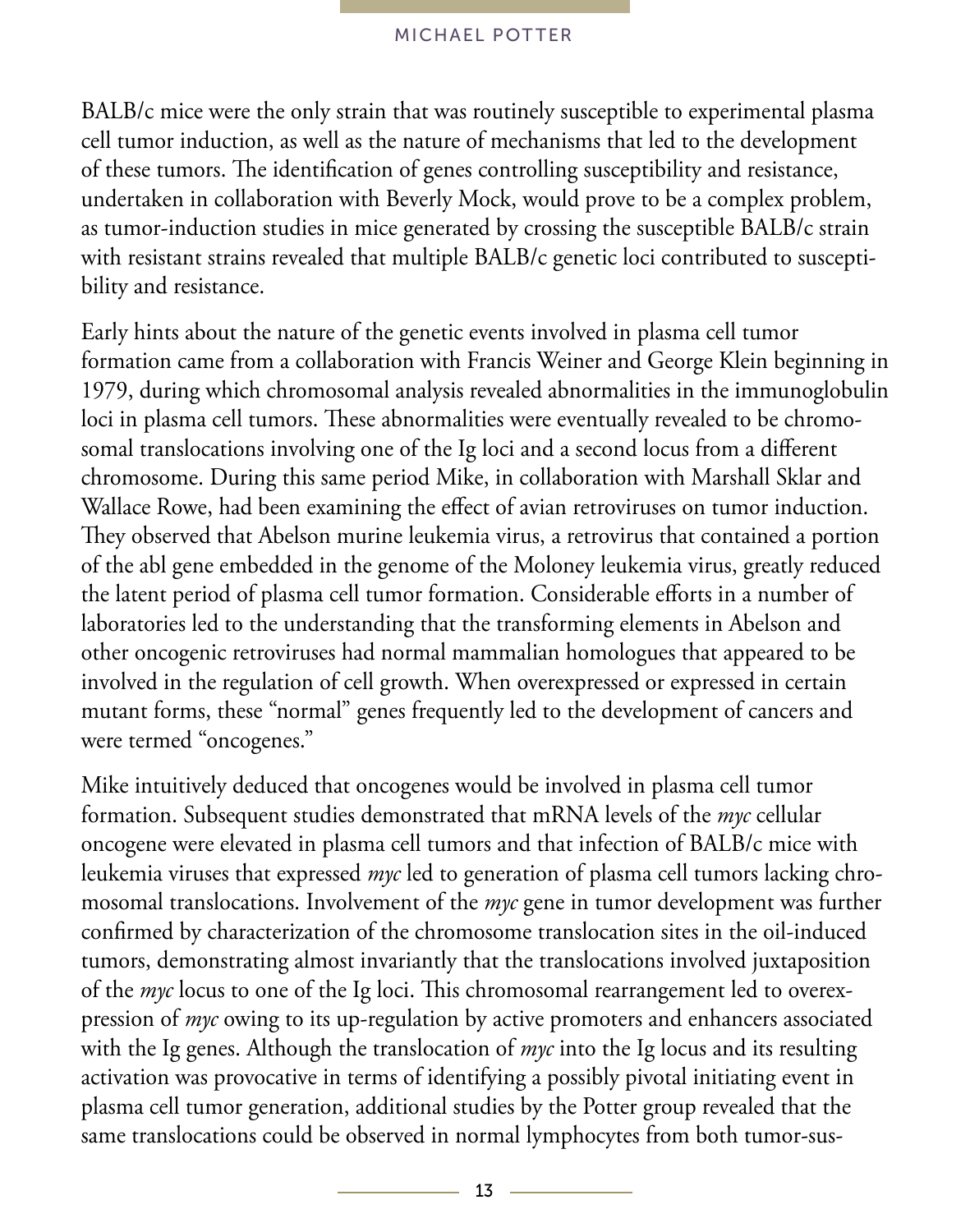BALB/c mice were the only strain that was routinely susceptible to experimental plasma cell tumor induction, as well as the nature of mechanisms that led to the development of these tumors. The identification of genes controlling susceptibility and resistance, undertaken in collaboration with Beverly Mock, would prove to be a complex problem, as tumor-induction studies in mice generated by crossing the susceptible BALB/c strain with resistant strains revealed that multiple BALB/c genetic loci contributed to susceptibility and resistance.

Early hints about the nature of the genetic events involved in plasma cell tumor formation came from a collaboration with Francis Weiner and George Klein beginning in 1979, during which chromosomal analysis revealed abnormalities in the immunoglobulin loci in plasma cell tumors. These abnormalities were eventually revealed to be chromosomal translocations involving one of the Ig loci and a second locus from a different chromosome. During this same period Mike, in collaboration with Marshall Sklar and Wallace Rowe, had been examining the effect of avian retroviruses on tumor induction. They observed that Abelson murine leukemia virus, a retrovirus that contained a portion of the abl gene embedded in the genome of the Moloney leukemia virus, greatly reduced the latent period of plasma cell tumor formation. Considerable efforts in a number of laboratories led to the understanding that the transforming elements in Abelson and other oncogenic retroviruses had normal mammalian homologues that appeared to be involved in the regulation of cell growth. When overexpressed or expressed in certain mutant forms, these "normal" genes frequently led to the development of cancers and were termed "oncogenes."

Mike intuitively deduced that oncogenes would be involved in plasma cell tumor formation. Subsequent studies demonstrated that mRNA levels of the *myc* cellular oncogene were elevated in plasma cell tumors and that infection of BALB/c mice with leukemia viruses that expressed *myc* led to generation of plasma cell tumors lacking chromosomal translocations. Involvement of the *myc* gene in tumor development was further confirmed by characterization of the chromosome translocation sites in the oil-induced tumors, demonstrating almost invariantly that the translocations involved juxtaposition of the *myc* locus to one of the Ig loci. This chromosomal rearrangement led to overexpression of *myc* owing to its up-regulation by active promoters and enhancers associated with the Ig genes. Although the translocation of *myc* into the Ig locus and its resulting activation was provocative in terms of identifying a possibly pivotal initiating event in plasma cell tumor generation, additional studies by the Potter group revealed that the same translocations could be observed in normal lymphocytes from both tumor-sus-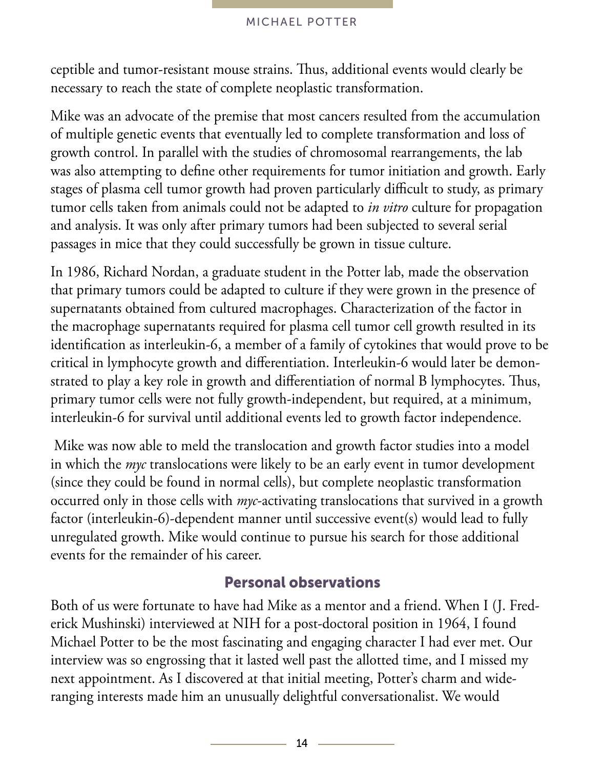ceptible and tumor-resistant mouse strains. Thus, additional events would clearly be necessary to reach the state of complete neoplastic transformation.

Mike was an advocate of the premise that most cancers resulted from the accumulation of multiple genetic events that eventually led to complete transformation and loss of growth control. In parallel with the studies of chromosomal rearrangements, the lab was also attempting to define other requirements for tumor initiation and growth. Early stages of plasma cell tumor growth had proven particularly difficult to study, as primary tumor cells taken from animals could not be adapted to *in vitro* culture for propagation and analysis. It was only after primary tumors had been subjected to several serial passages in mice that they could successfully be grown in tissue culture.

In 1986, Richard Nordan, a graduate student in the Potter lab, made the observation that primary tumors could be adapted to culture if they were grown in the presence of supernatants obtained from cultured macrophages. Characterization of the factor in the macrophage supernatants required for plasma cell tumor cell growth resulted in its identification as interleukin-6, a member of a family of cytokines that would prove to be critical in lymphocyte growth and differentiation. Interleukin-6 would later be demonstrated to play a key role in growth and differentiation of normal B lymphocytes. Thus, primary tumor cells were not fully growth-independent, but required, at a minimum, interleukin-6 for survival until additional events led to growth factor independence.

Mike was now able to meld the translocation and growth factor studies into a model in which the *myc* translocations were likely to be an early event in tumor development (since they could be found in normal cells), but complete neoplastic transformation occurred only in those cells with *myc*-activating translocations that survived in a growth factor (interleukin-6)-dependent manner until successive event(s) would lead to fully unregulated growth. Mike would continue to pursue his search for those additional events for the remainder of his career.

## Personal observations

Both of us were fortunate to have had Mike as a mentor and a friend. When I (J. Frederick Mushinski) interviewed at NIH for a post-doctoral position in 1964, I found Michael Potter to be the most fascinating and engaging character I had ever met. Our interview was so engrossing that it lasted well past the allotted time, and I missed my next appointment. As I discovered at that initial meeting, Potter's charm and wide-ranging interests made him an unusually delightful conversationalist. We would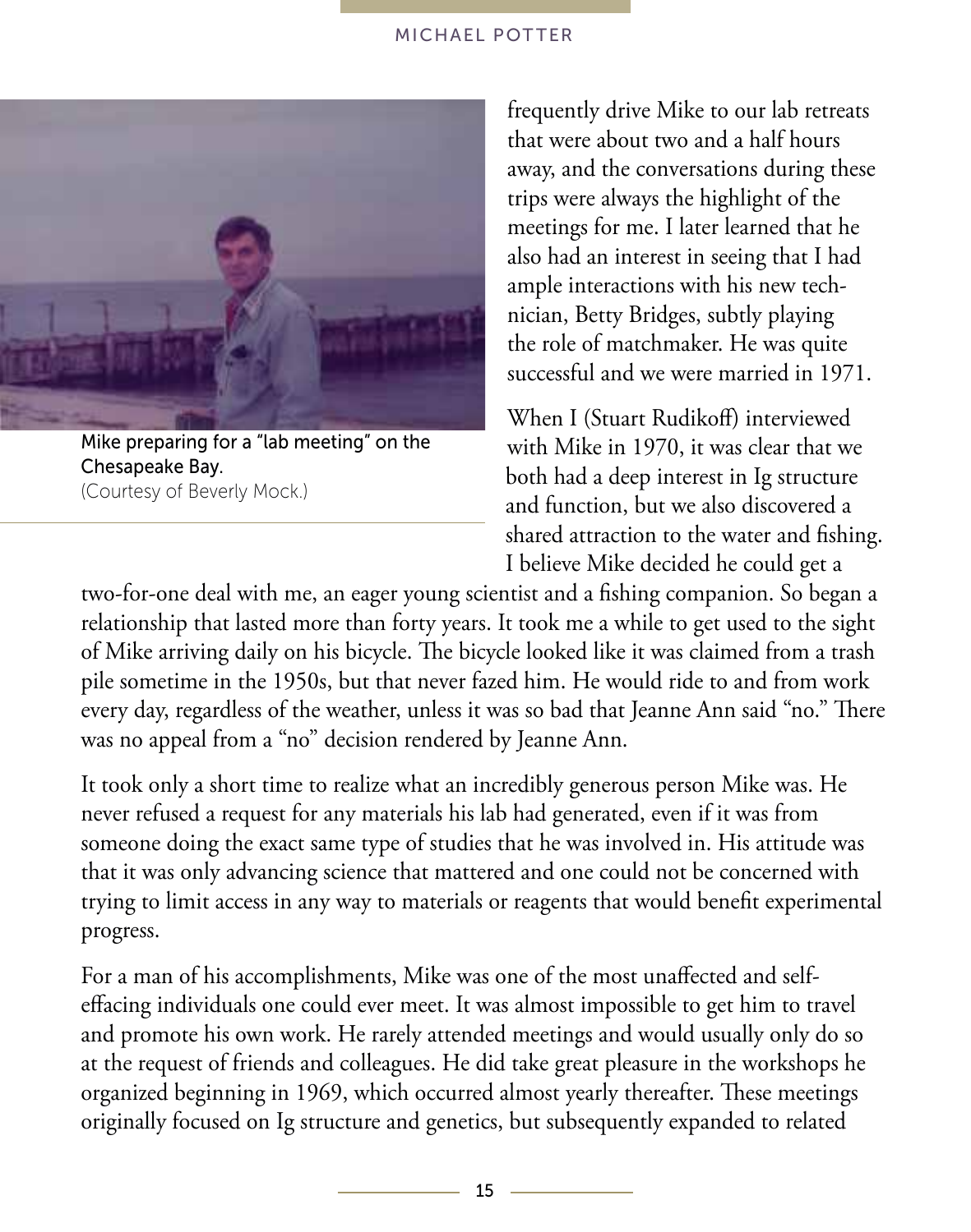frequently drive Mike to our lab retreats that were about two and a half hours away, and the conversations during these trips were always the highlight of the meetings for me. I later learned that he also had an interest in seeing that I had ample interactions with his new technician, Betty Bridges, subtly playing the role of matchmaker. He was quite successful and we were married in 1971.

Mike preparing for a "lab meeting" on the Chesapeake Bay.
(Courtesy of Beverly Mock.)

When I (Stuart Rudikoff) interviewed with Mike in 1970, it was clear that we both had a deep interest in Ig structure and function, but we also discovered a shared attraction to the water and fishing. I believe Mike decided he could get a two-for-one deal with me, an eager young scientist and a fishing companion. So began a relationship that lasted more than forty years. It took me a while to get used to the sight of Mike arriving daily on his bicycle. The bicycle looked like it was claimed from a trash pile sometime in the 1950s, but that never fazed him. He would ride to and from work every day, regardless of the weather, unless it was so bad that Jeanne Ann said "no." There was no appeal from a "no" decision rendered by Jeanne Ann.

It took only a short time to realize what an incredibly generous person Mike was. He never refused a request for any materials his lab had generated, even if it was from someone doing the exact same type of studies that he was involved in. His attitude was that it was only advancing science that mattered and one could not be concerned with trying to limit access in any way to materials or reagents that would benefit experimental progress.

For a man of his accomplishments, Mike was one of the most unaffected and self-effacing individuals one could ever meet. It was almost impossible to get him to travel and promote his own work. He rarely attended meetings and would usually only do so at the request of friends and colleagues. He did take great pleasure in the workshops he organized beginning in 1969, which occurred almost yearly thereafter. These meetings originally focused on Ig structure and genetics, but subsequently expanded to related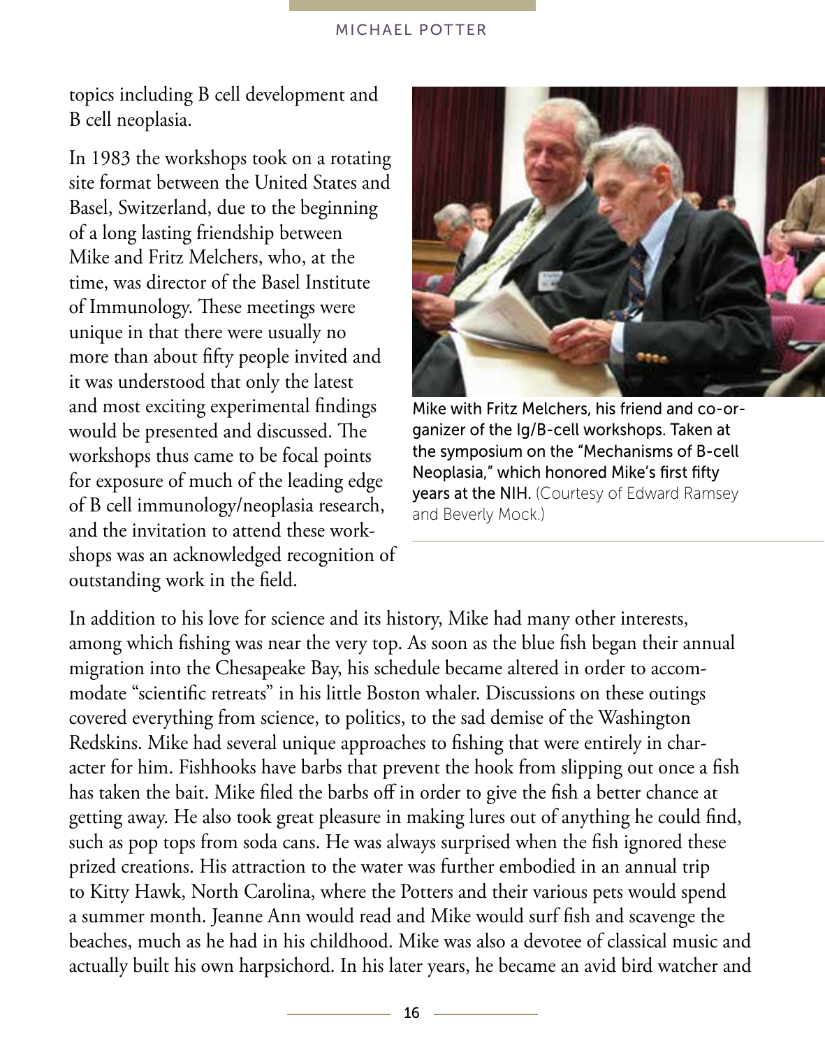topics including B cell development and B cell neoplasia.

In 1983 the workshops took on a rotating site format between the United States and Basel, Switzerland, due to the beginning of a long lasting friendship between Mike and Fritz Melchers, who, at the time, was director of the Basel Institute of Immunology. These meetings were unique in that there were usually no more than about fifty people invited and it was understood that only the latest and most exciting experimental findings would be presented and discussed. The workshops thus came to be focal points for exposure of much of the leading edge of B cell immunology/neoplasia research, and the invitation to attend these workshops was an acknowledged recognition of outstanding work in the field.

Mike with Fritz Melchers, his friend and co-organizer of the Ig/B-cell workshops. Taken at the symposium on the "Mechanisms of B-cell Neoplasia," which honored Mike's first fifty years at the NIH. (Courtesy of Edward Ramsey and Beverly Mock.)

In addition to his love for science and its history, Mike had many other interests, among which fishing was near the very top. As soon as the blue fish began their annual migration into the Chesapeake Bay, his schedule became altered in order to accommodate "scientific retreats" in his little Boston whaler. Discussions on these outings covered everything from science, to politics, to the sad demise of the Washington Redskins. Mike had several unique approaches to fishing that were entirely in character for him. Fishhooks have barbs that prevent the hook from slipping out once a fish has taken the bait. Mike filed the barbs off in order to give the fish a better chance at getting away. He also took great pleasure in making lures out of anything he could find, such as pop tops from soda cans. He was always surprised when the fish ignored these prized creations. His attraction to the water was further embodied in an annual trip to Kitty Hawk, North Carolina, where the Potters and their various pets would spend a summer month. Jeanne Ann would read and Mike would surf fish and scavenge the beaches, much as he had in his childhood. Mike was also a devotee of classical music and actually built his own harpsichord. In his later years, he became an avid bird watcher and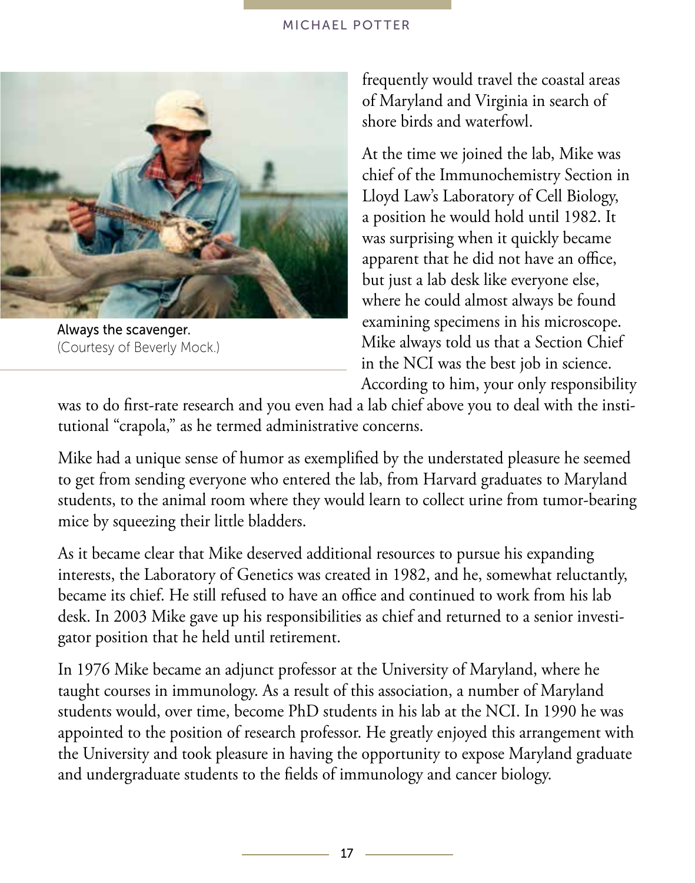Always the scavenger.
(Courtesy of Beverly Mock.)

frequently would travel the coastal areas of Maryland and Virginia in search of shore birds and waterfowl.

At the time we joined the lab, Mike was chief of the Immunochemistry Section in Lloyd Law's Laboratory of Cell Biology, a position he would hold until 1982. It was surprising when it quickly became apparent that he did not have an office, but just a lab desk like everyone else, where he could almost always be found examining specimens in his microscope. Mike always told us that a Section Chief in the NCI was the best job in science. According to him, your only responsibility was to do first-rate research and you even had a lab chief above you to deal with the institutional "crapola," as he termed administrative concerns.

Mike had a unique sense of humor as exemplified by the understated pleasure he seemed to get from sending everyone who entered the lab, from Harvard graduates to Maryland students, to the animal room where they would learn to collect urine from tumor-bearing mice by squeezing their little bladders.

As it became clear that Mike deserved additional resources to pursue his expanding interests, the Laboratory of Genetics was created in 1982, and he, somewhat reluctantly, became its chief. He still refused to have an office and continued to work from his lab desk. In 2003 Mike gave up his responsibilities as chief and returned to a senior investigator position that he held until retirement.

In 1976 Mike became an adjunct professor at the University of Maryland, where he taught courses in immunology. As a result of this association, a number of Maryland students would, over time, become PhD students in his lab at the NCI. In 1990 he was appointed to the position of research professor. He greatly enjoyed this arrangement with the University and took pleasure in having the opportunity to expose Maryland graduate and undergraduate students to the fields of immunology and cancer biology.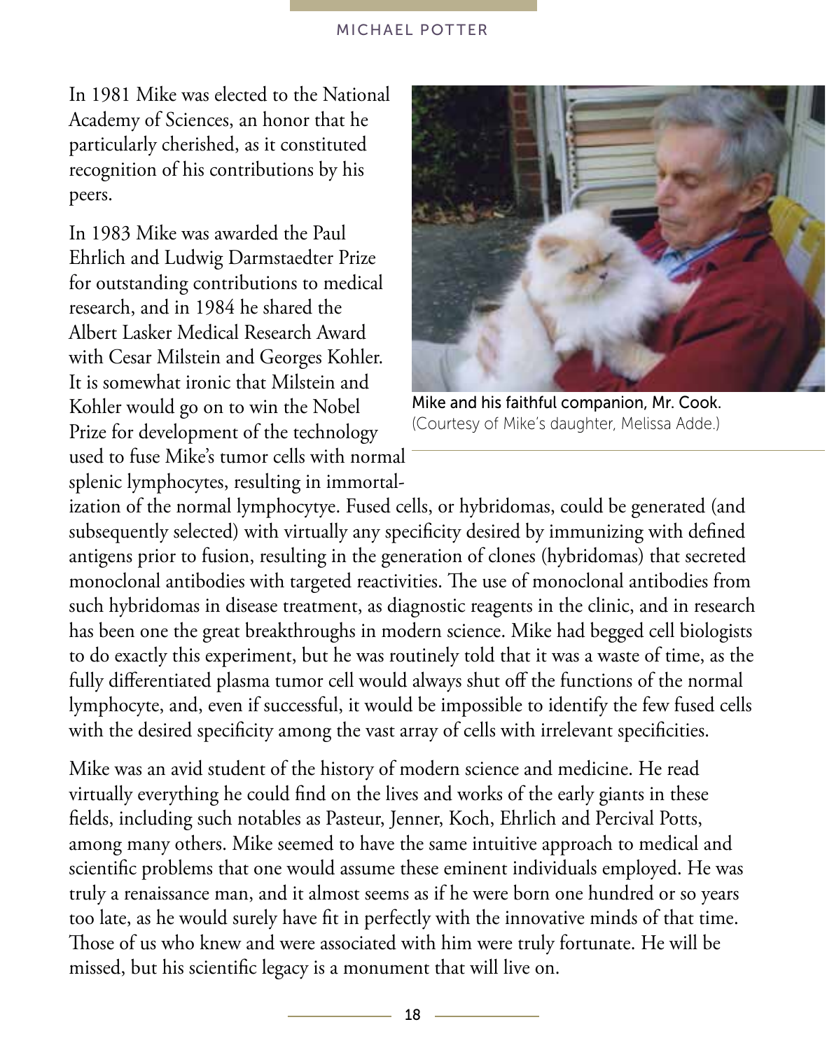In 1981 Mike was elected to the National Academy of Sciences, an honor that he particularly cherished, as it constituted recognition of his contributions by his peers.

In 1983 Mike was awarded the Paul Ehrlich and Ludwig Darmstaedter Prize for outstanding contributions to medical research, and in 1984 he shared the Albert Lasker Medical Research Award with Cesar Milstein and Georges Kohler. It is somewhat ironic that Milstein and Kohler would go on to win the Nobel Prize for development of the technology used to fuse Mike's tumor cells with normal splenic lymphocytes, resulting in immortalization of the normal lymphocytye. Fused cells, or hybridomas, could be generated (and subsequently selected) with virtually any specificity desired by immunizing with defined antigens prior to fusion, resulting in the generation of clones (hybridomas) that secreted monoclonal antibodies with targeted reactivities. The use of monoclonal antibodies from such hybridomas in disease treatment, as diagnostic reagents in the clinic, and in research has been one the great breakthroughs in modern science. Mike had begged cell biologists to do exactly this experiment, but he was routinely told that it was a waste of time, as the fully differentiated plasma tumor cell would always shut off the functions of the normal lymphocyte, and, even if successful, it would be impossible to identify the few fused cells with the desired specificity among the vast array of cells with irrelevant specificities.

Mike and his faithful companion, Mr. Cook. (Courtesy of Mike's daughter, Melissa Adde.)

Mike was an avid student of the history of modern science and medicine. He read virtually everything he could find on the lives and works of the early giants in these fields, including such notables as Pasteur, Jenner, Koch, Ehrlich and Percival Potts, among many others. Mike seemed to have the same intuitive approach to medical and scientific problems that one would assume these eminent individuals employed. He was truly a renaissance man, and it almost seems as if he were born one hundred or so years too late, as he would surely have fit in perfectly with the innovative minds of that time. Those of us who knew and were associated with him were truly fortunate. He will be missed, but his scientific legacy is a monument that will live on.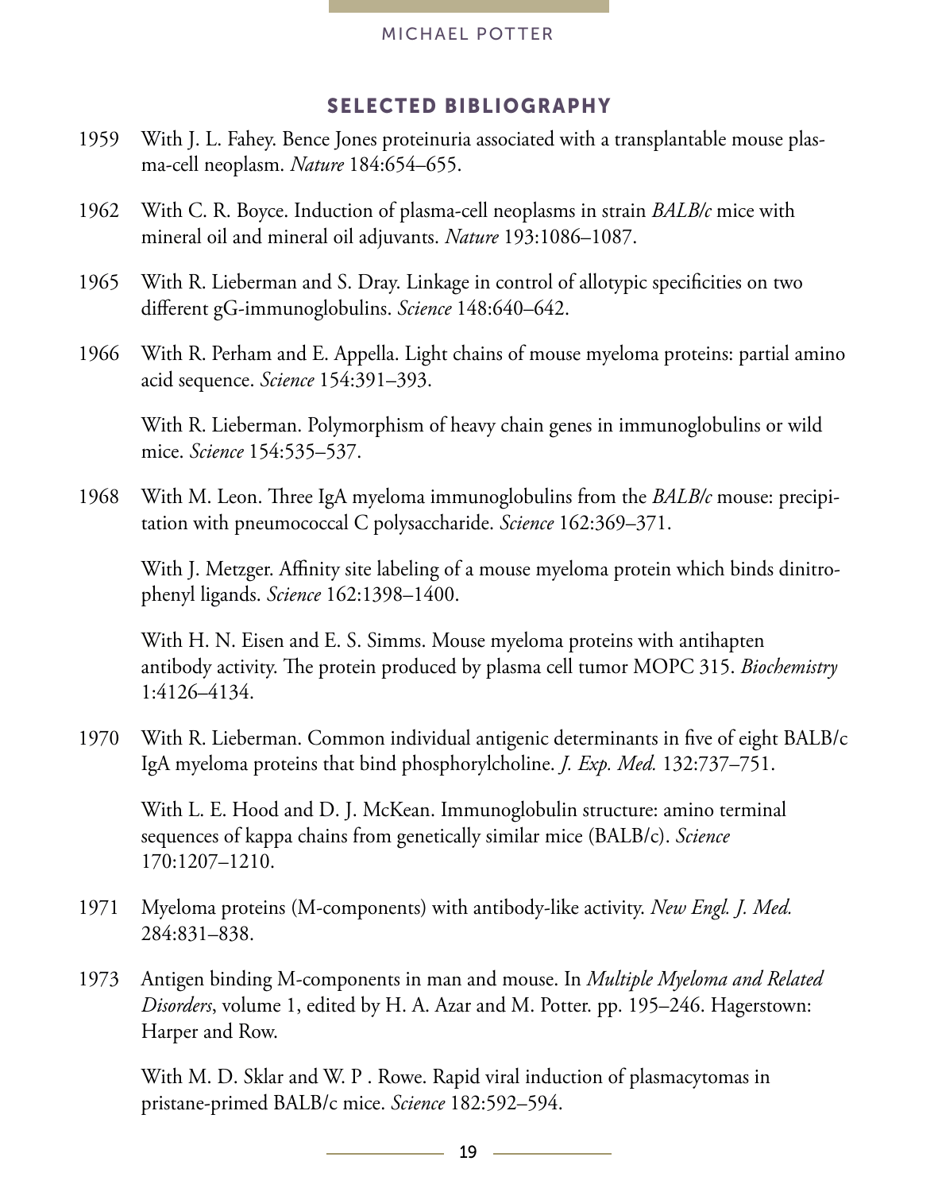## SELECTED BIBLIOGRAPHY

1959 With J. L. Fahey. Bence Jones proteinuria associated with a transplantable mouse plasma-cell neoplasm. *Nature* 184:654–655.

1962 With C. R. Boyce. Induction of plasma-cell neoplasms in strain *BALB/c* mice with mineral oil and mineral oil adjuvants. *Nature* 193:1086–1087.

1965 With R. Lieberman and S. Dray. Linkage in control of allotypic specificities on two different gG-immunoglobulins. *Science* 148:640–642.

1966 With R. Perham and E. Appella. Light chains of mouse myeloma proteins: partial amino acid sequence. *Science* 154:391–393.

With R. Lieberman. Polymorphism of heavy chain genes in immunoglobulins or wild mice. *Science* 154:535–537.

1968 With M. Leon. Three IgA myeloma immunoglobulins from the *BALB/c* mouse: precipitation with pneumococcal C polysaccharide. *Science* 162:369–371.

With J. Metzger. Affinity site labeling of a mouse myeloma protein which binds dinitrophenyl ligands. *Science* 162:1398–1400.

With H. N. Eisen and E. S. Simms. Mouse myeloma proteins with antihapten antibody activity. The protein produced by plasma cell tumor MOPC 315. *Biochemistry* 1:4126–4134.

1970 With R. Lieberman. Common individual antigenic determinants in five of eight BALB/c IgA myeloma proteins that bind phosphorylcholine. *J. Exp. Med.* 132:737–751.

With L. E. Hood and D. J. McKean. Immunoglobulin structure: amino terminal sequences of kappa chains from genetically similar mice (BALB/c). *Science* 170:1207–1210.

1971 Myeloma proteins (M-components) with antibody-like activity. *New Engl. J. Med.* 284:831–838.

1973 Antigen binding M-components in man and mouse. In *Multiple Myeloma and Related Disorders*, volume 1, edited by H. A. Azar and M. Potter. pp. 195–246. Hagerstown: Harper and Row.

With M. D. Sklar and W. P . Rowe. Rapid viral induction of plasmacytomas in pristane-primed BALB/c mice. *Science* 182:592–594.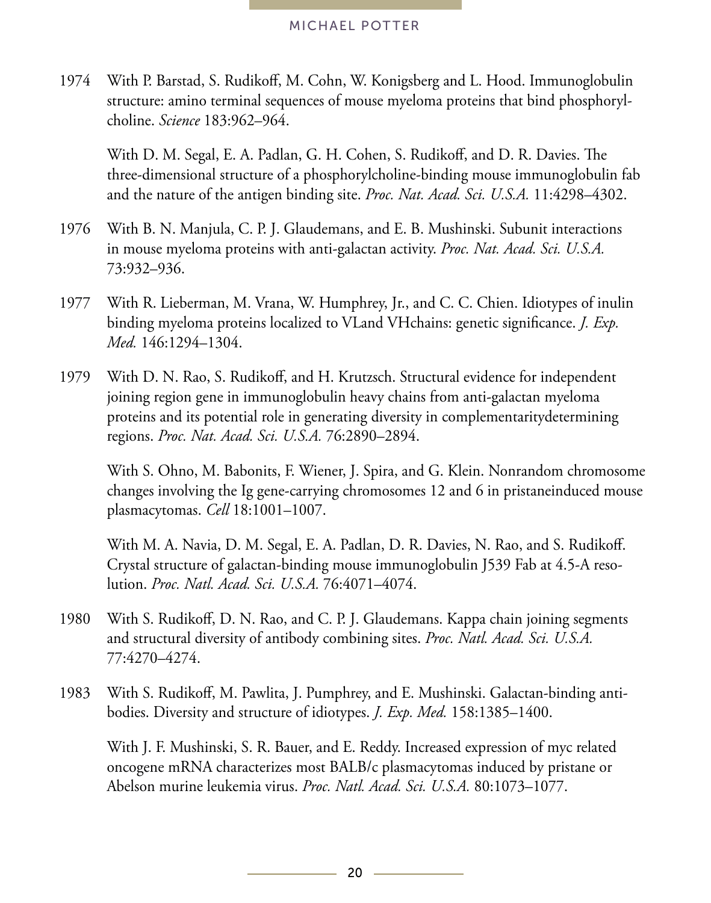1974 With P. Barstad, S. Rudikoff, M. Cohn, W. Konigsberg and L. Hood. Immunoglobulin structure: amino terminal sequences of mouse myeloma proteins that bind phosphorylcholine. *Science* 183:962–964.

With D. M. Segal, E. A. Padlan, G. H. Cohen, S. Rudikoff, and D. R. Davies. The three-dimensional structure of a phosphorylcholine-binding mouse immunoglobulin fab and the nature of the antigen binding site. *Proc. Nat. Acad. Sci. U.S.A.* 11:4298–4302.

1976 With B. N. Manjula, C. P. J. Glaudemans, and E. B. Mushinski. Subunit interactions in mouse myeloma proteins with anti-galactan activity. *Proc. Nat. Acad. Sci. U.S.A.* 73:932–936.

1977 With R. Lieberman, M. Vrana, W. Humphrey, Jr., and C. C. Chien. Idiotypes of inulin binding myeloma proteins localized to VLand VHchains: genetic significance. *J. Exp. Med.* 146:1294–1304.

1979 With D. N. Rao, S. Rudikoff, and H. Krutzsch. Structural evidence for independent joining region gene in immunoglobulin heavy chains from anti-galactan myeloma proteins and its potential role in generating diversity in complementaritydetermining regions. *Proc. Nat. Acad. Sci. U.S.A.* 76:2890–2894.

With S. Ohno, M. Babonits, F. Wiener, J. Spira, and G. Klein. Nonrandom chromosome changes involving the Ig gene-carrying chromosomes 12 and 6 in pristaneinduced mouse plasmacytomas. *Cell* 18:1001–1007.

With M. A. Navia, D. M. Segal, E. A. Padlan, D. R. Davies, N. Rao, and S. Rudikoff. Crystal structure of galactan-binding mouse immunoglobulin J539 Fab at 4.5-A resolution. *Proc. Natl. Acad. Sci. U.S.A.* 76:4071–4074.

1980 With S. Rudikoff, D. N. Rao, and C. P. J. Glaudemans. Kappa chain joining segments and structural diversity of antibody combining sites. *Proc. Natl. Acad. Sci. U.S.A.* 77:4270–4274.

1983 With S. Rudikoff, M. Pawlita, J. Pumphrey, and E. Mushinski. Galactan-binding antibodies. Diversity and structure of idiotypes. *J. Exp. Med.* 158:1385–1400.

With J. F. Mushinski, S. R. Bauer, and E. Reddy. Increased expression of myc related oncogene mRNA characterizes most BALB/c plasmacytomas induced by pristane or Abelson murine leukemia virus. *Proc. Natl. Acad. Sci. U.S.A.* 80:1073–1077.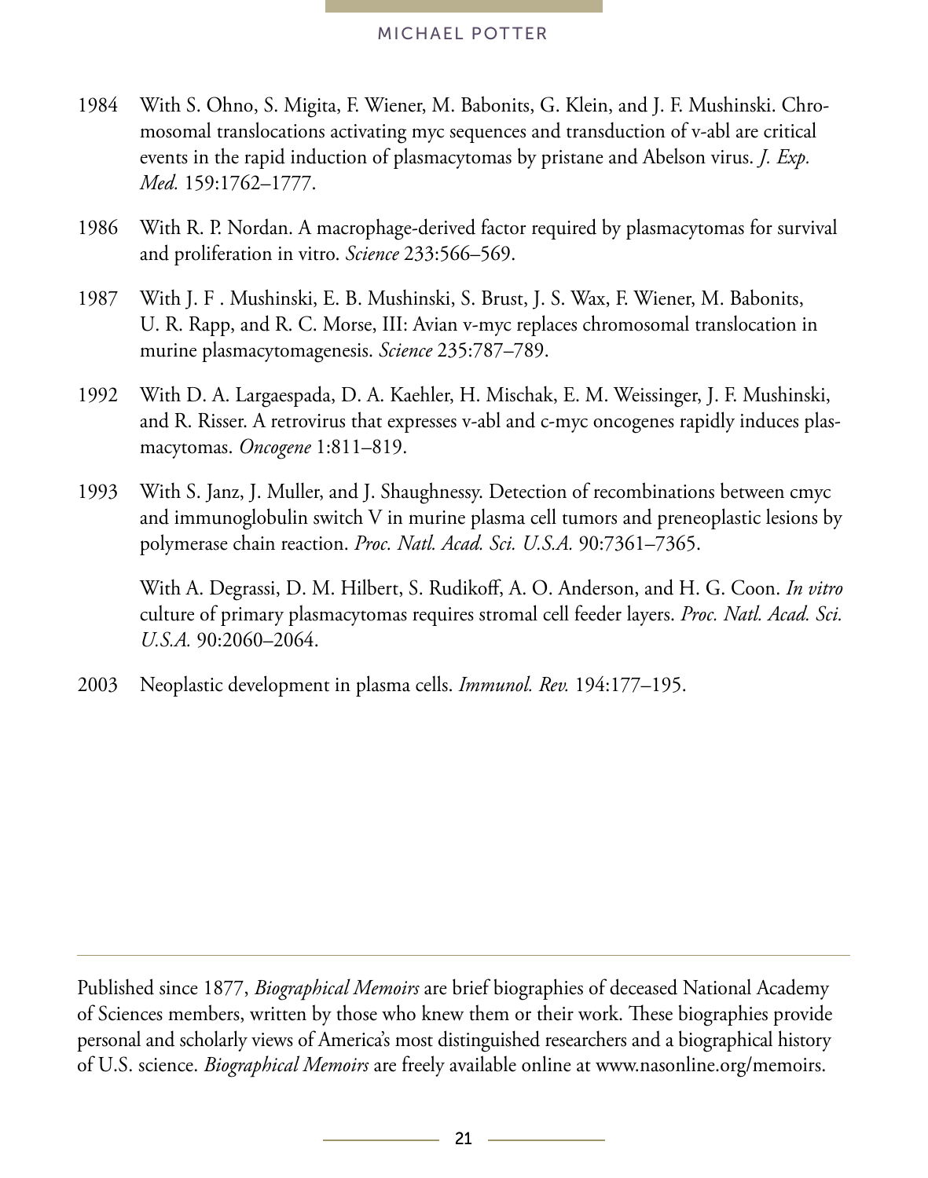1984 With S. Ohno, S. Migita, F. Wiener, M. Babonits, G. Klein, and J. F. Mushinski. Chromosomal translocations activating myc sequences and transduction of v-abl are critical events in the rapid induction of plasmacytomas by pristane and Abelson virus. *J. Exp. Med.* 159:1762–1777.

1986 With R. P. Nordan. A macrophage-derived factor required by plasmacytomas for survival and proliferation in vitro. *Science* 233:566–569.

1987 With J. F . Mushinski, E. B. Mushinski, S. Brust, J. S. Wax, F. Wiener, M. Babonits, U. R. Rapp, and R. C. Morse, III: Avian v-myc replaces chromosomal translocation in murine plasmacytomagenesis. *Science* 235:787–789.

1992 With D. A. Largaespada, D. A. Kaehler, H. Mischak, E. M. Weissinger, J. F. Mushinski, and R. Risser. A retrovirus that expresses v-abl and c-myc oncogenes rapidly induces plasmacytomas. *Oncogene* 1:811–819.

1993 With S. Janz, J. Muller, and J. Shaughnessy. Detection of recombinations between cmyc and immunoglobulin switch V in murine plasma cell tumors and preneoplastic lesions by polymerase chain reaction. *Proc. Natl. Acad. Sci. U.S.A.* 90:7361–7365.

With A. Degrassi, D. M. Hilbert, S. Rudikoff, A. O. Anderson, and H. G. Coon. *In vitro* culture of primary plasmacytomas requires stromal cell feeder layers. *Proc. Natl. Acad. Sci. U.S.A.* 90:2060–2064.

2003 Neoplastic development in plasma cells. *Immunol. Rev.* 194:177–195.

---

Published since 1877, *Biographical Memoirs* are brief biographies of deceased National Academy of Sciences members, written by those who knew them or their work. These biographies provide personal and scholarly views of America's most distinguished researchers and a biographical history of U.S. science. *Biographical Memoirs* are freely available online at www.nasonline.org/memoirs.